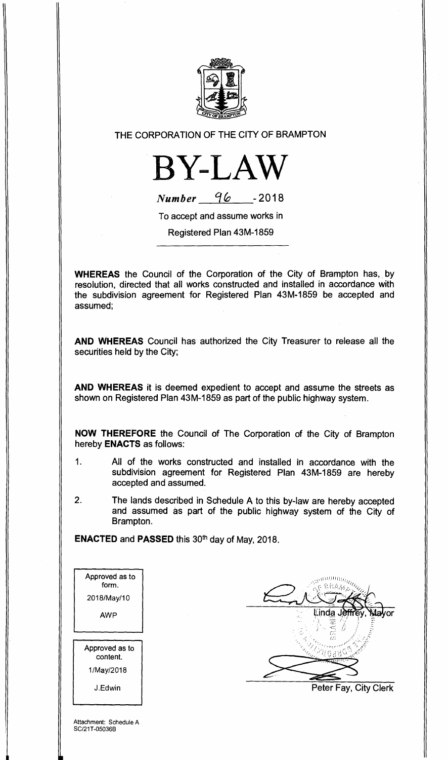THE CORPORATION OF THE CITY OF BRAMPTON

# BY-LAW

*Number* 96 - 2018

To accept and assume works in

Registered Plan 43M-1859

**WHEREAS** the Council of the Corporation of the City of Brampton has, by resolution, directed that all works constructed and installed in accordance with the subdivision agreement for Registered Plan 43M-1859 be accepted and assumed;

**AND WHEREAS** Council has authorized the City Treasurer to release all the securities held by the City;

**AND WHEREAS** it is deemed expedient to accept and assume the streets as shown on Registered Plan 43M-1859 as part of the public highway system.

**NOW THEREFORE** the Council of The Corporation of the City of Brampton hereby **ENACTS** as follows:

1. All of the works constructed and installed in accordance with the subdivision agreement for Registered Plan 43M-1859 are hereby accepted and assumed.

2. The lands described in Schedule A to this by-law are hereby accepted and assumed as part of the public highway system of the City of Brampton.

**ENACTED** and **PASSED** this 30th day of May, 2018.

Approved as to form.
2018/May/10
AWP

Approved as to content.
1/May/2018
J.Edwin

Linda Jeffrey, Mayor

Peter Fay, City Clerk

Attachment: Schedule A
SC/21T-05036B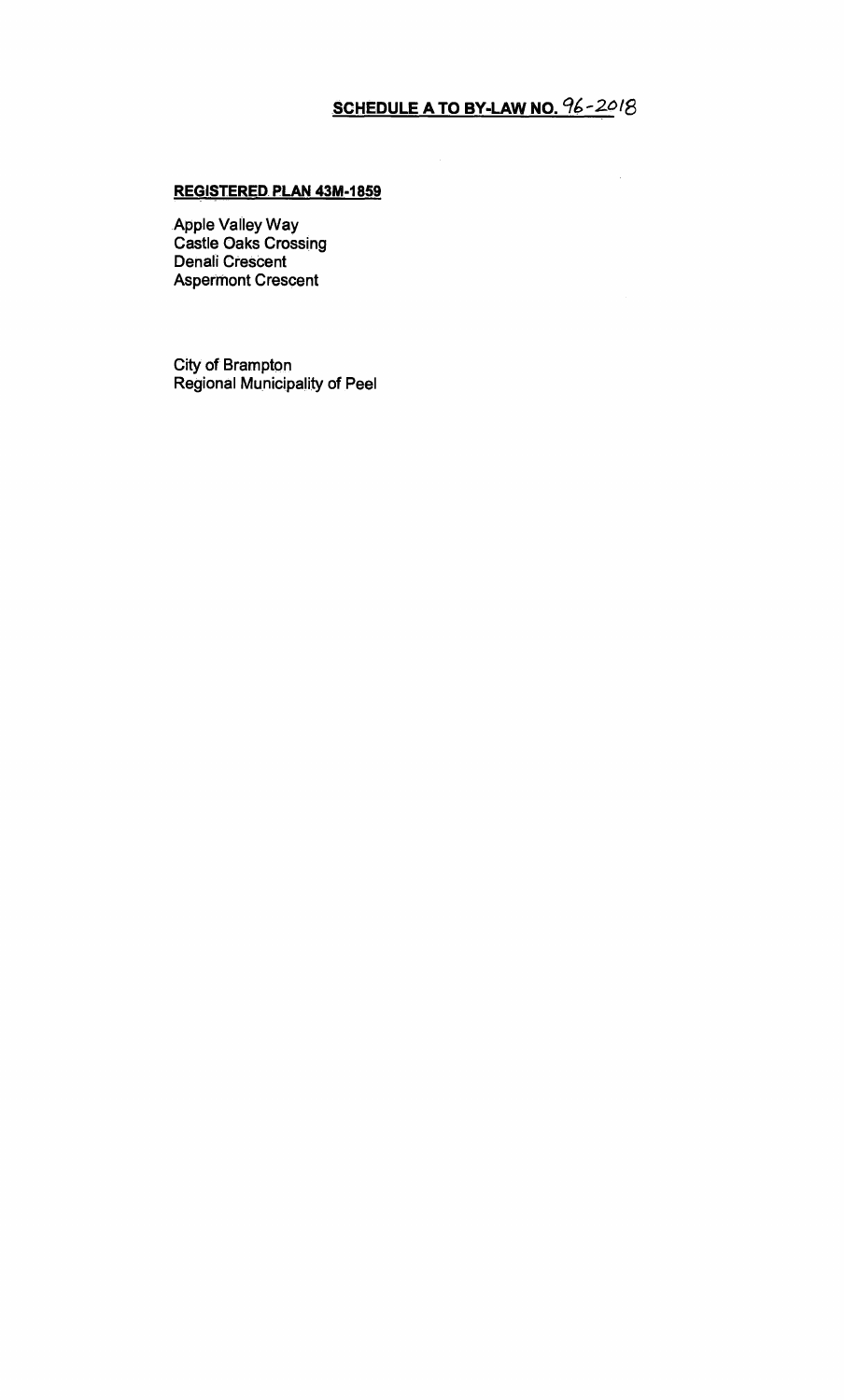# SCHEDULE A TO BY-LAW NO. 96-2018

**REGISTERED PLAN 43M-1859**

Apple Valley Way
Castle Oaks Crossing
Denali Crescent
Aspermont Crescent

City of Brampton
Regional Municipality of Peel